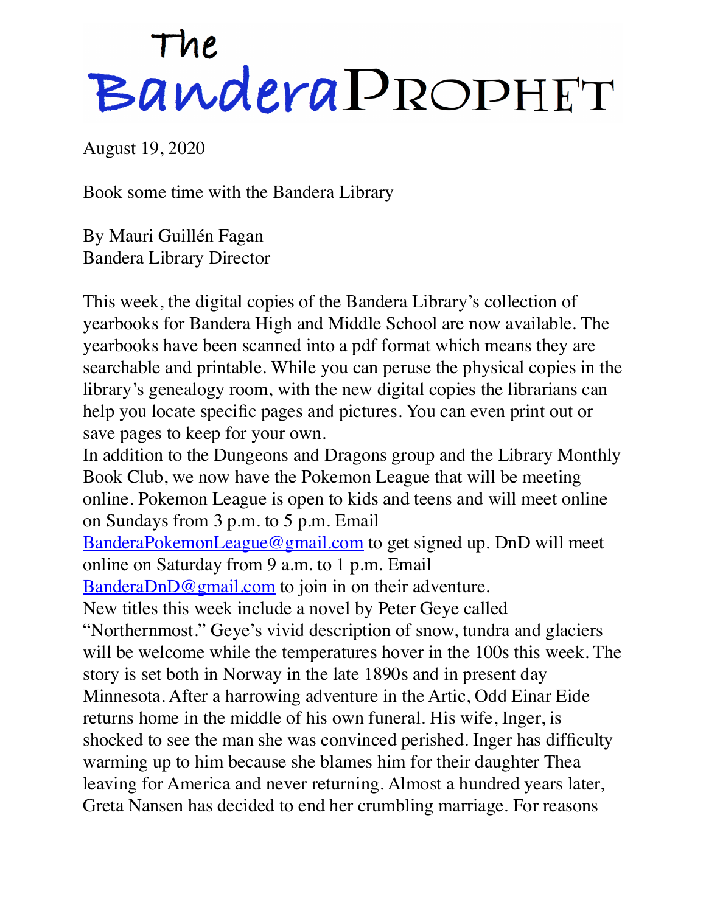# The Bandera Prophet

August 19, 2020

Book some time with the Bandera Library

By Mauri Guillén Fagan
Bandera Library Director

This week, the digital copies of the Bandera Library's collection of yearbooks for Bandera High and Middle School are now available. The yearbooks have been scanned into a pdf format which means they are searchable and printable. While you can peruse the physical copies in the library's genealogy room, with the new digital copies the librarians can help you locate specific pages and pictures. You can even print out or save pages to keep for your own.

In addition to the Dungeons and Dragons group and the Library Monthly Book Club, we now have the Pokemon League that will be meeting online. Pokemon League is open to kids and teens and will meet online on Sundays from 3 p.m. to 5 p.m. Email BanderaPokemonLeague@gmail.com to get signed up. DnD will meet online on Saturday from 9 a.m. to 1 p.m. Email BanderaDnD@gmail.com to join in on their adventure.

New titles this week include a novel by Peter Geye called "Northernmost." Geye's vivid description of snow, tundra and glaciers will be welcome while the temperatures hover in the 100s this week. The story is set both in Norway in the late 1890s and in present day Minnesota. After a harrowing adventure in the Artic, Odd Einar Eide returns home in the middle of his own funeral. His wife, Inger, is shocked to see the man she was convinced perished. Inger has difficulty warming up to him because she blames him for their daughter Thea leaving for America and never returning. Almost a hundred years later, Greta Nansen has decided to end her crumbling marriage. For reasons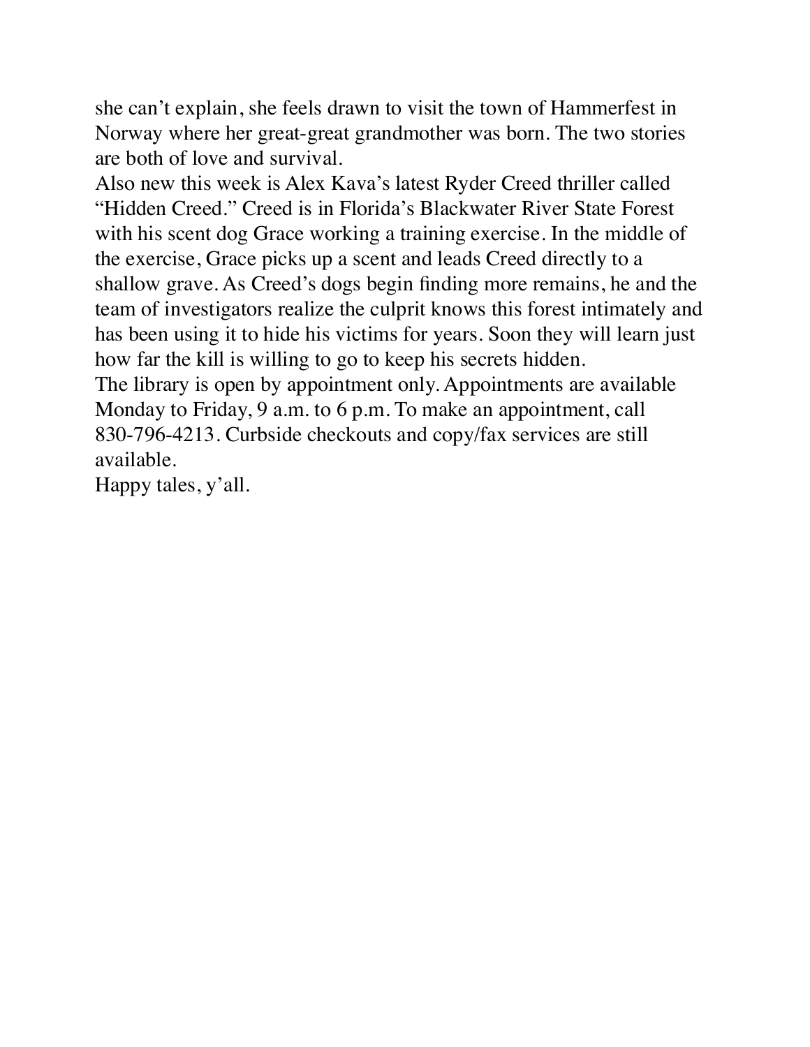she can't explain, she feels drawn to visit the town of Hammerfest in Norway where her great-great grandmother was born. The two stories are both of love and survival.

Also new this week is Alex Kava's latest Ryder Creed thriller called "Hidden Creed." Creed is in Florida's Blackwater River State Forest with his scent dog Grace working a training exercise. In the middle of the exercise, Grace picks up a scent and leads Creed directly to a shallow grave. As Creed's dogs begin finding more remains, he and the team of investigators realize the culprit knows this forest intimately and has been using it to hide his victims for years. Soon they will learn just how far the kill is willing to go to keep his secrets hidden.

The library is open by appointment only. Appointments are available Monday to Friday, 9 a.m. to 6 p.m. To make an appointment, call 830-796-4213. Curbside checkouts and copy/fax services are still available.

Happy tales, y'all.